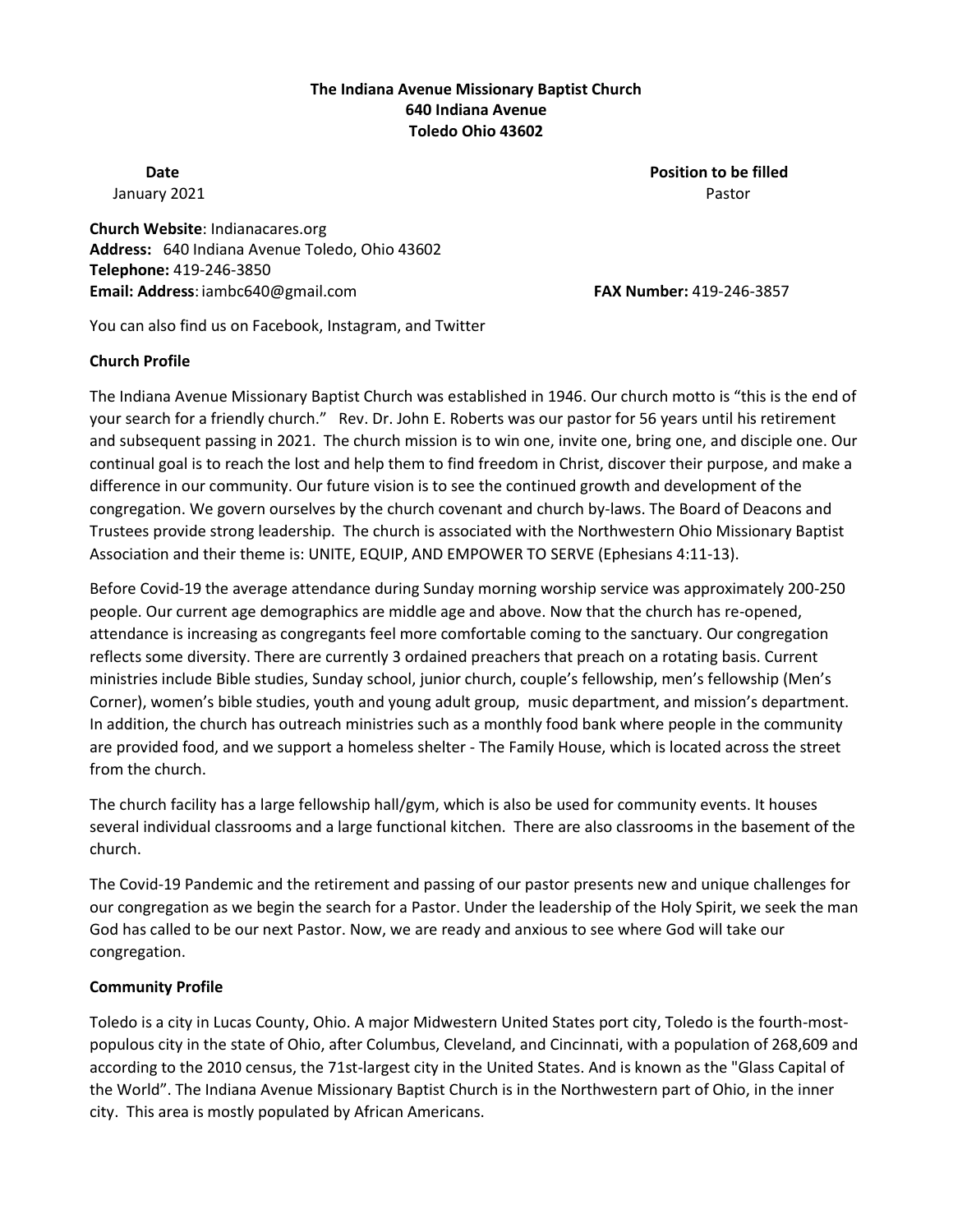**The Indiana Avenue Missionary Baptist Church**
**640 Indiana Avenue**
**Toledo Ohio 43602**

**Date**
January 2021

**Position to be filled**
Pastor

**Church Website**: Indianacares.org
**Address:** 640 Indiana Avenue Toledo, Ohio 43602
**Telephone:** 419-246-3850
**Email: Address**: iambc640@gmail.com
**FAX Number:** 419-246-3857

You can also find us on Facebook, Instagram, and Twitter

**Church Profile**

The Indiana Avenue Missionary Baptist Church was established in 1946. Our church motto is "this is the end of your search for a friendly church." Rev. Dr. John E. Roberts was our pastor for 56 years until his retirement and subsequent passing in 2021. The church mission is to win one, invite one, bring one, and disciple one. Our continual goal is to reach the lost and help them to find freedom in Christ, discover their purpose, and make a difference in our community. Our future vision is to see the continued growth and development of the congregation. We govern ourselves by the church covenant and church by-laws. The Board of Deacons and Trustees provide strong leadership. The church is associated with the Northwestern Ohio Missionary Baptist Association and their theme is: UNITE, EQUIP, AND EMPOWER TO SERVE (Ephesians 4:11-13).

Before Covid-19 the average attendance during Sunday morning worship service was approximately 200-250 people. Our current age demographics are middle age and above. Now that the church has re-opened, attendance is increasing as congregants feel more comfortable coming to the sanctuary. Our congregation reflects some diversity. There are currently 3 ordained preachers that preach on a rotating basis. Current ministries include Bible studies, Sunday school, junior church, couple's fellowship, men's fellowship (Men's Corner), women's bible studies, youth and young adult group, music department, and mission's department. In addition, the church has outreach ministries such as a monthly food bank where people in the community are provided food, and we support a homeless shelter - The Family House, which is located across the street from the church.

The church facility has a large fellowship hall/gym, which is also be used for community events. It houses several individual classrooms and a large functional kitchen. There are also classrooms in the basement of the church.

The Covid-19 Pandemic and the retirement and passing of our pastor presents new and unique challenges for our congregation as we begin the search for a Pastor. Under the leadership of the Holy Spirit, we seek the man God has called to be our next Pastor. Now, we are ready and anxious to see where God will take our congregation.

**Community Profile**

Toledo is a city in Lucas County, Ohio. A major Midwestern United States port city, Toledo is the fourth-most-populous city in the state of Ohio, after Columbus, Cleveland, and Cincinnati, with a population of 268,609 and according to the 2010 census, the 71st-largest city in the United States. And is known as the "Glass Capital of the World". The Indiana Avenue Missionary Baptist Church is in the Northwestern part of Ohio, in the inner city. This area is mostly populated by African Americans.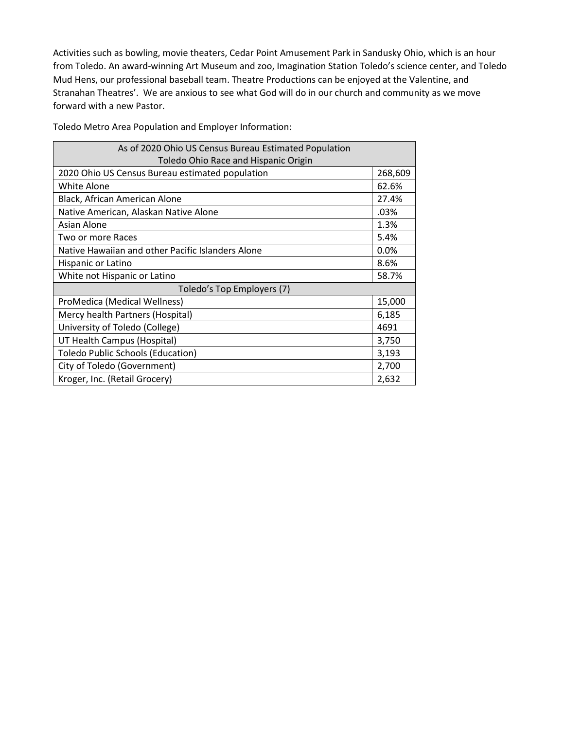Activities such as bowling, movie theaters, Cedar Point Amusement Park in Sandusky Ohio, which is an hour from Toledo. An award-winning Art Museum and zoo, Imagination Station Toledo's science center, and Toledo Mud Hens, our professional baseball team. Theatre Productions can be enjoyed at the Valentine, and Stranahan Theatres'. We are anxious to see what God will do in our church and community as we move forward with a new Pastor.

Toledo Metro Area Population and Employer Information:

| As of 2020 Ohio US Census Bureau Estimated Population Toledo Ohio Race and Hispanic Origin | |
|---|---|
| 2020 Ohio US Census Bureau estimated population | 268,609 |
| White Alone | 62.6% |
| Black, African American Alone | 27.4% |
| Native American, Alaskan Native Alone | .03% |
| Asian Alone | 1.3% |
| Two or more Races | 5.4% |
| Native Hawaiian and other Pacific Islanders Alone | 0.0% |
| Hispanic or Latino | 8.6% |
| White not Hispanic or Latino | 58.7% |
| Toledo's Top Employers (7) | |
| ProMedica (Medical Wellness) | 15,000 |
| Mercy health Partners (Hospital) | 6,185 |
| University of Toledo (College) | 4691 |
| UT Health Campus (Hospital) | 3,750 |
| Toledo Public Schools (Education) | 3,193 |
| City of Toledo (Government) | 2,700 |
| Kroger, Inc. (Retail Grocery) | 2,632 |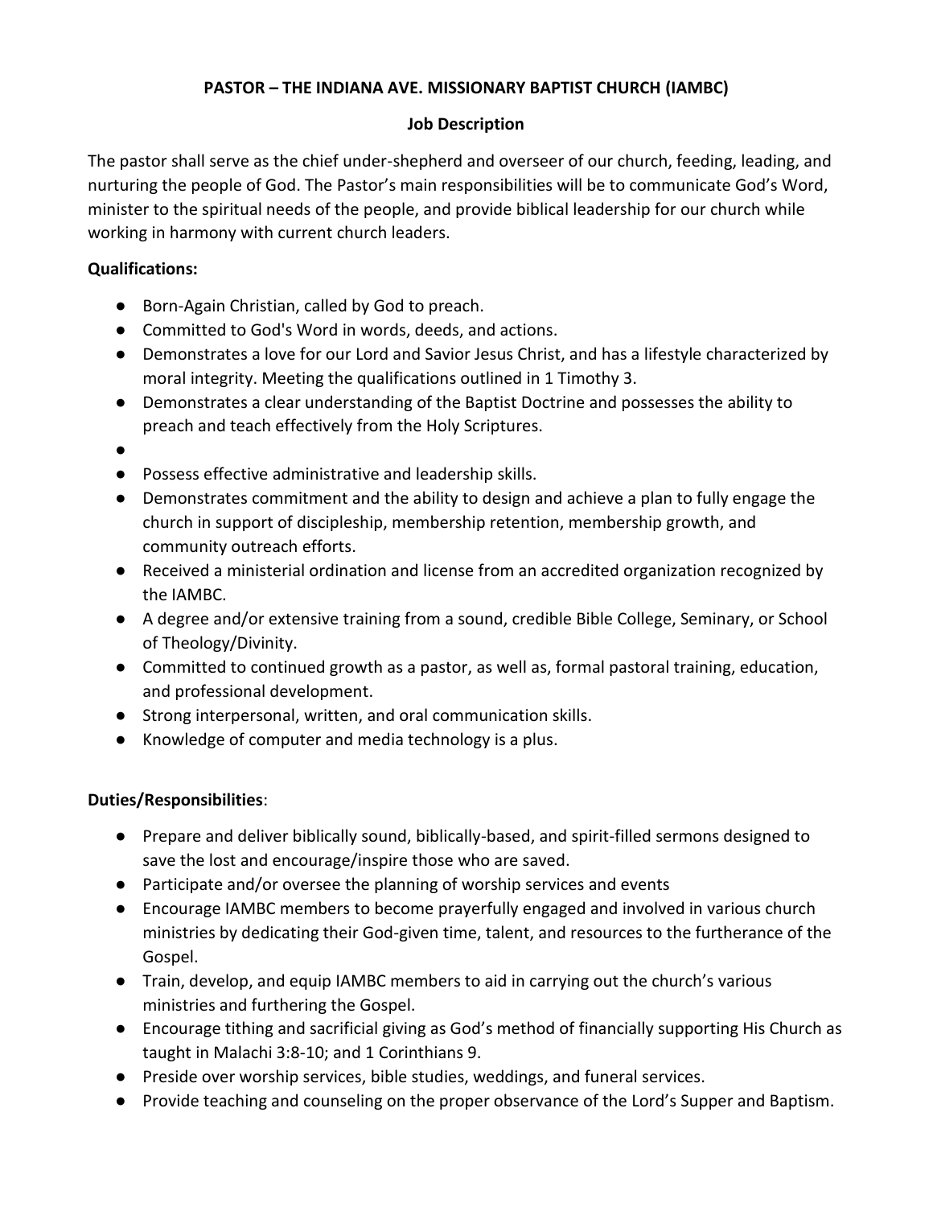**PASTOR – THE INDIANA AVE. MISSIONARY BAPTIST CHURCH (IAMBC)**

**Job Description**

The pastor shall serve as the chief under-shepherd and overseer of our church, feeding, leading, and nurturing the people of God. The Pastor's main responsibilities will be to communicate God's Word, minister to the spiritual needs of the people, and provide biblical leadership for our church while working in harmony with current church leaders.

**Qualifications:**

- Born-Again Christian, called by God to preach.
- Committed to God's Word in words, deeds, and actions.
- Demonstrates a love for our Lord and Savior Jesus Christ, and has a lifestyle characterized by moral integrity. Meeting the qualifications outlined in 1 Timothy 3.
- Demonstrates a clear understanding of the Baptist Doctrine and possesses the ability to preach and teach effectively from the Holy Scriptures.
- 
- Possess effective administrative and leadership skills.
- Demonstrates commitment and the ability to design and achieve a plan to fully engage the church in support of discipleship, membership retention, membership growth, and community outreach efforts.
- Received a ministerial ordination and license from an accredited organization recognized by the IAMBC.
- A degree and/or extensive training from a sound, credible Bible College, Seminary, or School of Theology/Divinity.
- Committed to continued growth as a pastor, as well as, formal pastoral training, education, and professional development.
- Strong interpersonal, written, and oral communication skills.
- Knowledge of computer and media technology is a plus.

**Duties/Responsibilities**:

- Prepare and deliver biblically sound, biblically-based, and spirit-filled sermons designed to save the lost and encourage/inspire those who are saved.
- Participate and/or oversee the planning of worship services and events
- Encourage IAMBC members to become prayerfully engaged and involved in various church ministries by dedicating their God-given time, talent, and resources to the furtherance of the Gospel.
- Train, develop, and equip IAMBC members to aid in carrying out the church's various ministries and furthering the Gospel.
- Encourage tithing and sacrificial giving as God's method of financially supporting His Church as taught in Malachi 3:8-10; and 1 Corinthians 9.
- Preside over worship services, bible studies, weddings, and funeral services.
- Provide teaching and counseling on the proper observance of the Lord's Supper and Baptism.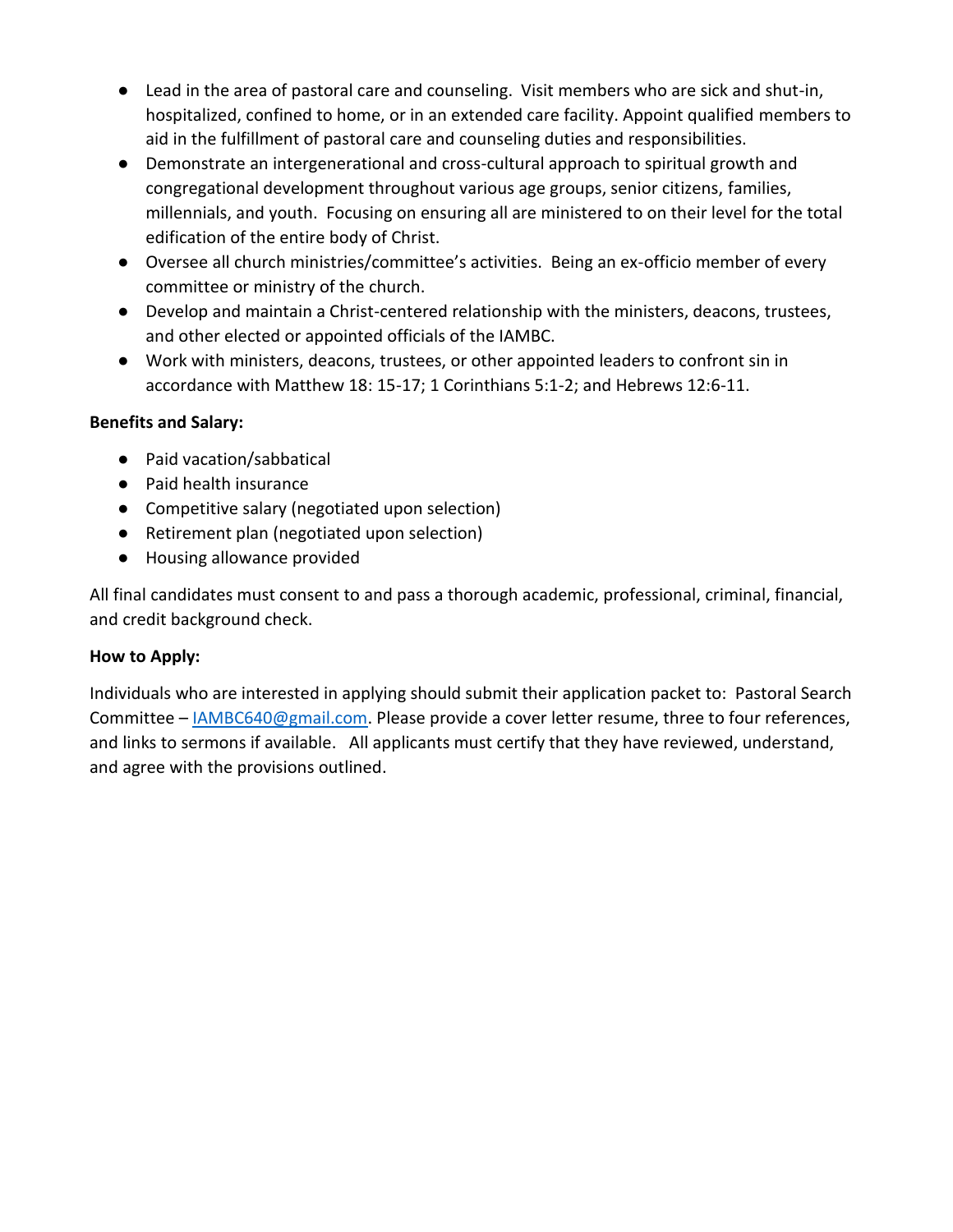- Lead in the area of pastoral care and counseling. Visit members who are sick and shut-in, hospitalized, confined to home, or in an extended care facility. Appoint qualified members to aid in the fulfillment of pastoral care and counseling duties and responsibilities.
- Demonstrate an intergenerational and cross-cultural approach to spiritual growth and congregational development throughout various age groups, senior citizens, families, millennials, and youth. Focusing on ensuring all are ministered to on their level for the total edification of the entire body of Christ.
- Oversee all church ministries/committee's activities. Being an ex-officio member of every committee or ministry of the church.
- Develop and maintain a Christ-centered relationship with the ministers, deacons, trustees, and other elected or appointed officials of the IAMBC.
- Work with ministers, deacons, trustees, or other appointed leaders to confront sin in accordance with Matthew 18: 15-17; 1 Corinthians 5:1-2; and Hebrews 12:6-11.

**Benefits and Salary:**

- Paid vacation/sabbatical
- Paid health insurance
- Competitive salary (negotiated upon selection)
- Retirement plan (negotiated upon selection)
- Housing allowance provided

All final candidates must consent to and pass a thorough academic, professional, criminal, financial, and credit background check.

**How to Apply:**

Individuals who are interested in applying should submit their application packet to: Pastoral Search Committee – [IAMBC640@gmail.com](mailto:IAMBC640@gmail.com). Please provide a cover letter resume, three to four references, and links to sermons if available. All applicants must certify that they have reviewed, understand, and agree with the provisions outlined.